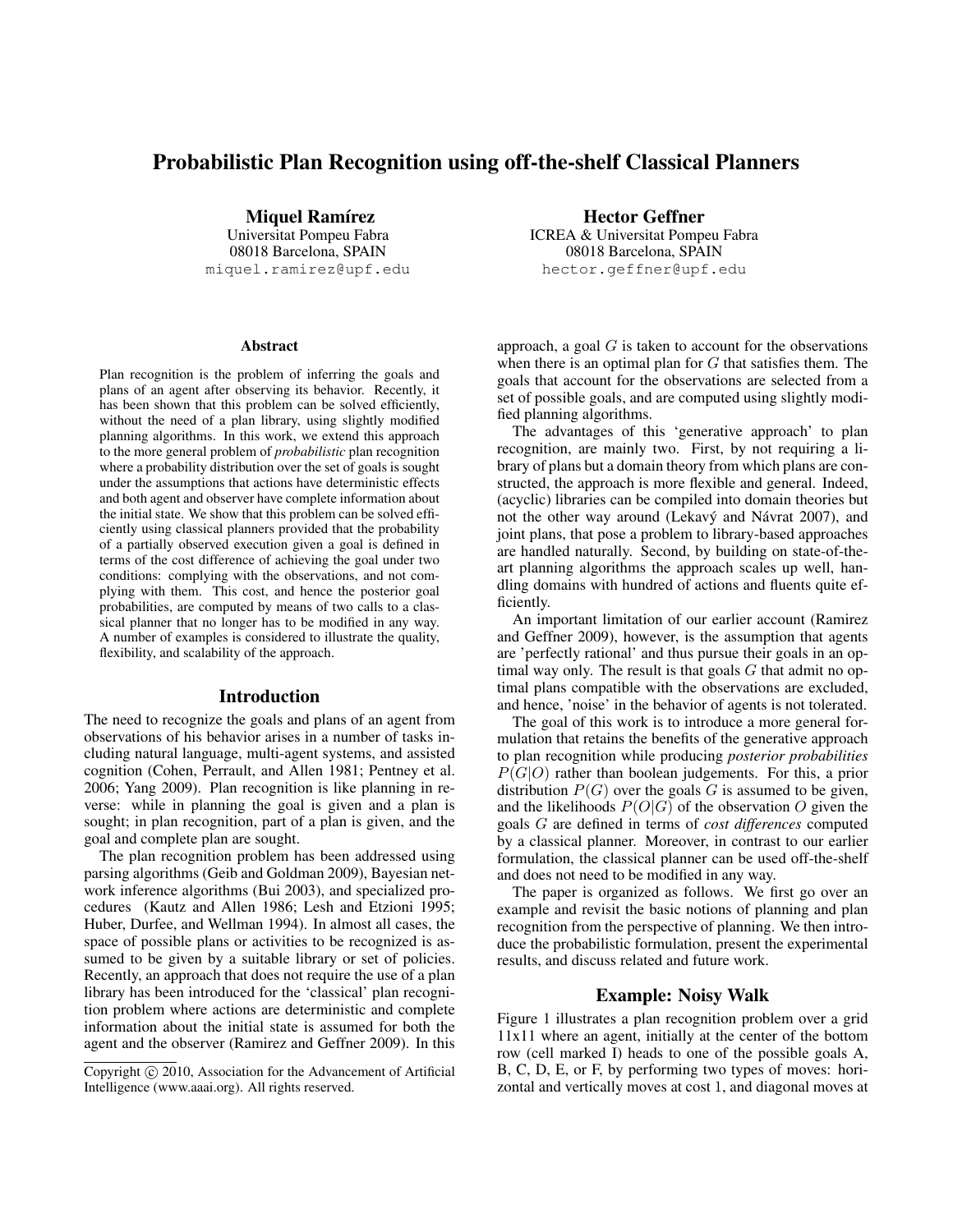# Probabilistic Plan Recognition using off-the-shelf Classical Planners

**Miquel Ramírez**
Universitat Pompeu Fabra
08018 Barcelona, SPAIN
miquel.ramirez@upf.edu

**Hector Geffner**
ICREA & Universitat Pompeu Fabra
08018 Barcelona, SPAIN
hector.geffner@upf.edu

## Abstract

Plan recognition is the problem of inferring the goals and plans of an agent after observing its behavior. Recently, it has been shown that this problem can be solved efficiently, without the need of a plan library, using slightly modified planning algorithms. In this work, we extend this approach to the more general problem of *probabilistic* plan recognition where a probability distribution over the set of goals is sought under the assumptions that actions have deterministic effects and both agent and observer have complete information about the initial state. We show that this problem can be solved efficiently using classical planners provided that the probability of a partially observed execution given a goal is defined in terms of the cost difference of achieving the goal under two conditions: complying with the observations, and not complying with them. This cost, and hence the posterior goal probabilities, are computed by means of two calls to a classical planner that no longer has to be modified in any way. A number of examples is considered to illustrate the quality, flexibility, and scalability of the approach.

## Introduction

The need to recognize the goals and plans of an agent from observations of his behavior arises in a number of tasks including natural language, multi-agent systems, and assisted cognition (Cohen, Perrault, and Allen 1981; Pentney et al. 2006; Yang 2009). Plan recognition is like planning in reverse: while in planning the goal is given and a plan is sought; in plan recognition, part of a plan is given, and the goal and complete plan are sought.

The plan recognition problem has been addressed using parsing algorithms (Geib and Goldman 2009), Bayesian network inference algorithms (Bui 2003), and specialized procedures (Kautz and Allen 1986; Lesh and Etzioni 1995; Huber, Durfee, and Wellman 1994). In almost all cases, the space of possible plans or activities to be recognized is assumed to be given by a suitable library or set of policies. Recently, an approach that does not require the use of a plan library has been introduced for the 'classical' plan recognition problem where actions are deterministic and complete information about the initial state is assumed for both the agent and the observer (Ramirez and Geffner 2009). In this approach, a goal $G$ is taken to account for the observations when there is an optimal plan for $G$ that satisfies them. The goals that account for the observations are selected from a set of possible goals, and are computed using slightly modified planning algorithms.

The advantages of this 'generative approach' to plan recognition, are mainly two. First, by not requiring a library of plans but a domain theory from which plans are constructed, the approach is more flexible and general. Indeed, (acyclic) libraries can be compiled into domain theories but not the other way around (Lekavý and Návrat 2007), and joint plans, that pose a problem to library-based approaches are handled naturally. Second, by building on state-of-the-art planning algorithms the approach scales up well, handling domains with hundred of actions and fluents quite efficiently.

An important limitation of our earlier account (Ramirez and Geffner 2009), however, is the assumption that agents are 'perfectly rational' and thus pursue their goals in an optimal way only. The result is that goals $G$ that admit no optimal plans compatible with the observations are excluded, and hence, 'noise' in the behavior of agents is not tolerated.

The goal of this work is to introduce a more general formulation that retains the benefits of the generative approach to plan recognition while producing *posterior probabilities* $P(G|O)$ rather than boolean judgements. For this, a prior distribution $P(G)$ over the goals $G$ is assumed to be given, and the likelihoods $P(O|G)$ of the observation $O$ given the goals $G$ are defined in terms of *cost differences* computed by a classical planner. Moreover, in contrast to our earlier formulation, the classical planner can be used off-the-shelf and does not need to be modified in any way.

The paper is organized as follows. We first go over an example and revisit the basic notions of planning and plan recognition from the perspective of planning. We then introduce the probabilistic formulation, present the experimental results, and discuss related and future work.

## Example: Noisy Walk

Figure 1 illustrates a plan recognition problem over a grid 11x11 where an agent, initially at the center of the bottom row (cell marked I) heads to one of the possible goals A, B, C, D, E, or F, by performing two types of moves: horizontal and vertically moves at cost 1, and diagonal moves at

Copyright © 2010, Association for the Advancement of Artificial Intelligence (www.aaai.org). All rights reserved.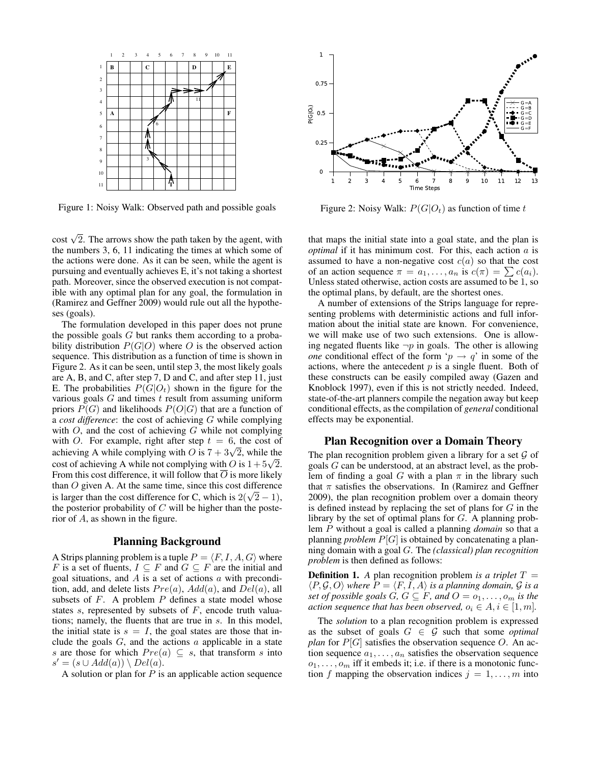Figure 1: Noisy Walk: Observed path and possible goals

Figure 2: Noisy Walk: $P(G|O_t)$ as function of time $t$

cost $\sqrt{2}$. The arrows show the path taken by the agent, with the numbers 3, 6, 11 indicating the times at which some of the actions were done. As it can be seen, while the agent is pursuing and eventually achieves E, it's not taking a shortest path. Moreover, since the observed execution is not compatible with any optimal plan for any goal, the formulation in (Ramirez and Geffner 2009) would rule out all the hypotheses (goals).

The formulation developed in this paper does not prune the possible goals $G$ but ranks them according to a probability distribution $P(G|O)$ where $O$ is the observed action sequence. This distribution as a function of time is shown in Figure 2. As it can be seen, until step 3, the most likely goals are A, B, and C, after step 7, D and C, and after step 11, just E. The probabilities $P(G|O_t)$ shown in the figure for the various goals $G$ and times $t$ result from assuming uniform priors $P(G)$ and likelihoods $P(O|G)$ that are a function of a *cost difference*: the cost of achieving $G$ while complying with $O$, and the cost of achieving $G$ while not complying with $O$. For example, right after step $t = 6$, the cost of achieving A while complying with $O$ is $7 + 3\sqrt{2}$, while the cost of achieving A while not complying with $O$ is $1 + 5\sqrt{2}$. From this cost difference, it will follow that $\overline{O}$ is more likely than $O$ given A. At the same time, since this cost difference is larger than the cost difference for C, which is $2(\sqrt{2} - 1)$, the posterior probability of $C$ will be higher than the posterior of $A$, as shown in the figure.

## Planning Background

A Strips planning problem is a tuple $P = \langle F, I, A, G \rangle$ where $F$ is a set of fluents, $I \subseteq F$ and $G \subseteq F$ are the initial and goal situations, and $A$ is a set of actions $a$ with precondition, add, and delete lists $Pre(a)$, $Add(a)$, and $Del(a)$, all subsets of $F$. A problem $P$ defines a state model whose states $s$, represented by subsets of $F$, encode truth valuations; namely, the fluents that are true in $s$. In this model, the initial state is $s = I$, the goal states are those that include the goals $G$, and the actions $a$ applicable in a state $s$ are those for which $Pre(a) \subseteq s$, that transform $s$ into $s' = (s \cup Add(a)) \setminus Del(a)$.

A solution or plan for $P$ is an applicable action sequence that maps the initial state into a goal state, and the plan is *optimal* if it has minimum cost. For this, each action $a$ is assumed to have a non-negative cost $c(a)$ so that the cost of an action sequence $\pi = a_1, \ldots, a_n$ is $c(\pi) = \sum c(a_i)$. Unless stated otherwise, action costs are assumed to be 1, so the optimal plans, by default, are the shortest ones.

A number of extensions of the Strips language for representing problems with deterministic actions and full information about the initial state are known. For convenience, we will make use of two such extensions. One is allowing negated fluents like $\neg p$ in goals. The other is allowing *one* conditional effect of the form '$p \rightarrow q$' in some of the actions, where the antecedent $p$ is a single fluent. Both of these constructs can be easily compiled away (Gazen and Knoblock 1997), even if this is not strictly needed. Indeed, state-of-the-art planners compile the negation away but keep conditional effects, as the compilation of *general* conditional effects may be exponential.

## Plan Recognition over a Domain Theory

The plan recognition problem given a library for a set $\mathcal{G}$ of goals $G$ can be understood, at an abstract level, as the problem of finding a goal $G$ with a plan $\pi$ in the library such that $\pi$ satisfies the observations. In (Ramirez and Geffner 2009), the plan recognition problem over a domain theory is defined instead by replacing the set of plans for $G$ in the library by the set of optimal plans for $G$. A planning problem $P$ without a goal is called a planning *domain* so that a planning *problem* $P[G]$ is obtained by concatenating a planning domain with a goal $G$. The *(classical) plan recognition problem* is then defined as follows:

**Definition 1.** *A* plan recognition problem *is a triplet $T = \langle P, \mathcal{G}, O \rangle$ where $P = \langle F, I, A \rangle$ is a planning domain, $\mathcal{G}$ is a set of possible goals $G$, $G \subseteq F$, and $O = o_1, \ldots, o_m$ is the action sequence that has been observed, $o_i \in A, i \in [1, m]$.*

The *solution* to a plan recognition problem is expressed as the subset of goals $G \in \mathcal{G}$ such that some *optimal plan* for $P[G]$ satisfies the observation sequence $O$. An action sequence $a_1, \ldots, a_n$ satisfies the observation sequence $o_1, \ldots, o_m$ iff it embeds it; i.e. if there is a monotonic function $f$ mapping the observation indices $j = 1, \ldots, m$ into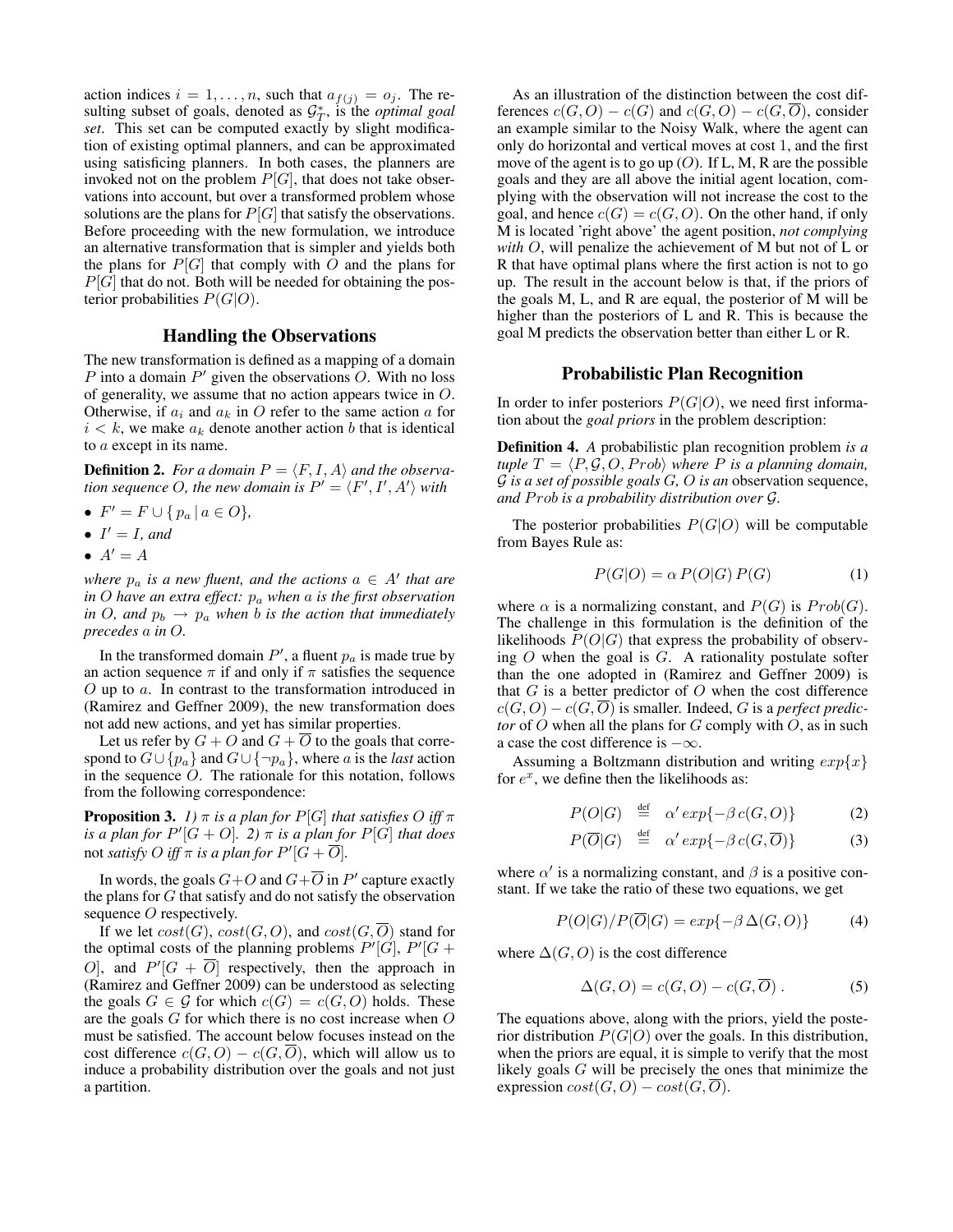action indices $i = 1, \ldots, n$, such that $a_{f(j)} = o_j$. The resulting subset of goals, denoted as $\mathcal{G}^*_T$, is the *optimal goal set*. This set can be computed exactly by slight modification of existing optimal planners, and can be approximated using satisficing planners. In both cases, the planners are invoked not on the problem $P[G]$, that does not take observations into account, but over a transformed problem whose solutions are the plans for $P[G]$ that satisfy the observations. Before proceeding with the new formulation, we introduce an alternative transformation that is simpler and yields both the plans for $P[G]$ that comply with $O$ and the plans for $P[G]$ that do not. Both will be needed for obtaining the posterior probabilities $P(G|O)$.

## Handling the Observations

The new transformation is defined as a mapping of a domain $P$ into a domain $P'$ given the observations $O$. With no loss of generality, we assume that no action appears twice in $O$. Otherwise, if $a_i$ and $a_k$ in $O$ refer to the same action $a$ for $i < k$, we make $a_k$ denote another action $b$ that is identical to $a$ except in its name.

**Definition 2.** *For a domain $P = \langle F, I, A \rangle$ and the observation sequence $O$, the new domain is $P' = \langle F', I', A' \rangle$ with*

- $F' = F \cup \{ p_a \mid a \in O \}$,
- $I' = I$, *and*
- $A' = A$

*where $p_a$ is a new fluent, and the actions $a \in A'$ that are in $O$ have an extra effect: $p_a$ when $a$ is the first observation in $O$, and $p_b \rightarrow p_a$ when $b$ is the action that immediately precedes $a$ in $O$.*

In the transformed domain $P'$, a fluent $p_a$ is made true by an action sequence $\pi$ if and only if $\pi$ satisfies the sequence $O$ up to $a$. In contrast to the transformation introduced in (Ramirez and Geffner 2009), the new transformation does not add new actions, and yet has similar properties.

Let us refer by $G + O$ and $G + \overline{O}$ to the goals that correspond to $G \cup \{p_a\}$ and $G \cup \{\neg p_a\}$, where $a$ is the *last* action in the sequence $O$. The rationale for this notation, follows from the following correspondence:

**Proposition 3.** *1) $\pi$ is a plan for $P[G]$ that satisfies $O$ iff $\pi$ is a plan for $P'[G + O]$. 2) $\pi$ is a plan for $P[G]$ that does* not *satisfy $O$ iff $\pi$ is a plan for $P'[G + \overline{O}]$.*

In words, the goals $G+O$ and $G+\overline{O}$ in $P'$ capture exactly the plans for $G$ that satisfy and do not satisfy the observation sequence $O$ respectively.

If we let $cost(G)$, $cost(G, O)$, and $cost(G, \overline{O})$ stand for the optimal costs of the planning problems $P'[G]$, $P'[G + O]$, and $P'[G + \overline{O}]$ respectively, then the approach in (Ramirez and Geffner 2009) can be understood as selecting the goals $G \in \mathcal{G}$ for which $c(G) = c(G, O)$ holds. These are the goals $G$ for which there is no cost increase when $O$ must be satisfied. The account below focuses instead on the cost difference $c(G, O) - c(G, \overline{O})$, which will allow us to induce a probability distribution over the goals and not just a partition.

As an illustration of the distinction between the cost differences $c(G, O) - c(G)$ and $c(G, O) - c(G, \overline{O})$, consider an example similar to the Noisy Walk, where the agent can only do horizontal and vertical moves at cost 1, and the first move of the agent is to go up ($O$). If L, M, R are the possible goals and they are all above the initial agent location, complying with the observation will not increase the cost to the goal, and hence $c(G) = c(G, O)$. On the other hand, if only M is located 'right above' the agent position, *not complying with* $O$, will penalize the achievement of M but not of L or R that have optimal plans where the first action is not to go up. The result in the account below is that, if the priors of the goals M, L, and R are equal, the posterior of M will be higher than the posteriors of L and R. This is because the goal M predicts the observation better than either L or R.

## Probabilistic Plan Recognition

In order to infer posteriors $P(G|O)$, we need first information about the *goal priors* in the problem description:

**Definition 4.** *A* probabilistic plan recognition problem *is a tuple $T = \langle P, \mathcal{G}, O, Prob \rangle$ where $P$ is a planning domain, $\mathcal{G}$ is a set of possible goals $G$, $O$ is an* observation sequence, *and $Prob$ is a probability distribution over $\mathcal{G}$.*

The posterior probabilities $P(G|O)$ will be computable from Bayes Rule as:

$$P(G|O) = \alpha \, P(O|G) \, P(G) \tag{1}$$

where $\alpha$ is a normalizing constant, and $P(G)$ is $Prob(G)$. The challenge in this formulation is the definition of the likelihoods $P(O|G)$ that express the probability of observing $O$ when the goal is $G$. A rationality postulate softer than the one adopted in (Ramirez and Geffner 2009) is that $G$ is a better predictor of $O$ when the cost difference $c(G, O) - c(G, \overline{O})$ is smaller. Indeed, $G$ is a *perfect predictor* of $O$ when all the plans for $G$ comply with $O$, as in such a case the cost difference is $-\infty$.

Assuming a Boltzmann distribution and writing $exp\{x\}$ for $e^x$, we define then the likelihoods as:

$$P(O|G) \stackrel{\text{def}}{=} \alpha' \, exp\{-\beta \, c(G, O)\} \tag{2}$$

$$P(\overline{O}|G) \stackrel{\text{def}}{=} \alpha' \, exp\{-\beta \, c(G, \overline{O})\} \tag{3}$$

where $\alpha'$ is a normalizing constant, and $\beta$ is a positive constant. If we take the ratio of these two equations, we get

$$P(O|G) / P(\overline{O}|G) = exp\{-\beta \, \Delta(G, O)\} \tag{4}$$

where $\Delta(G, O)$ is the cost difference

$$\Delta(G, O) = c(G, O) - c(G, \overline{O}) \,. \tag{5}$$

The equations above, along with the priors, yield the posterior distribution $P(G|O)$ over the goals. In this distribution, when the priors are equal, it is simple to verify that the most likely goals $G$ will be precisely the ones that minimize the expression $cost(G, O) - cost(G, \overline{O})$.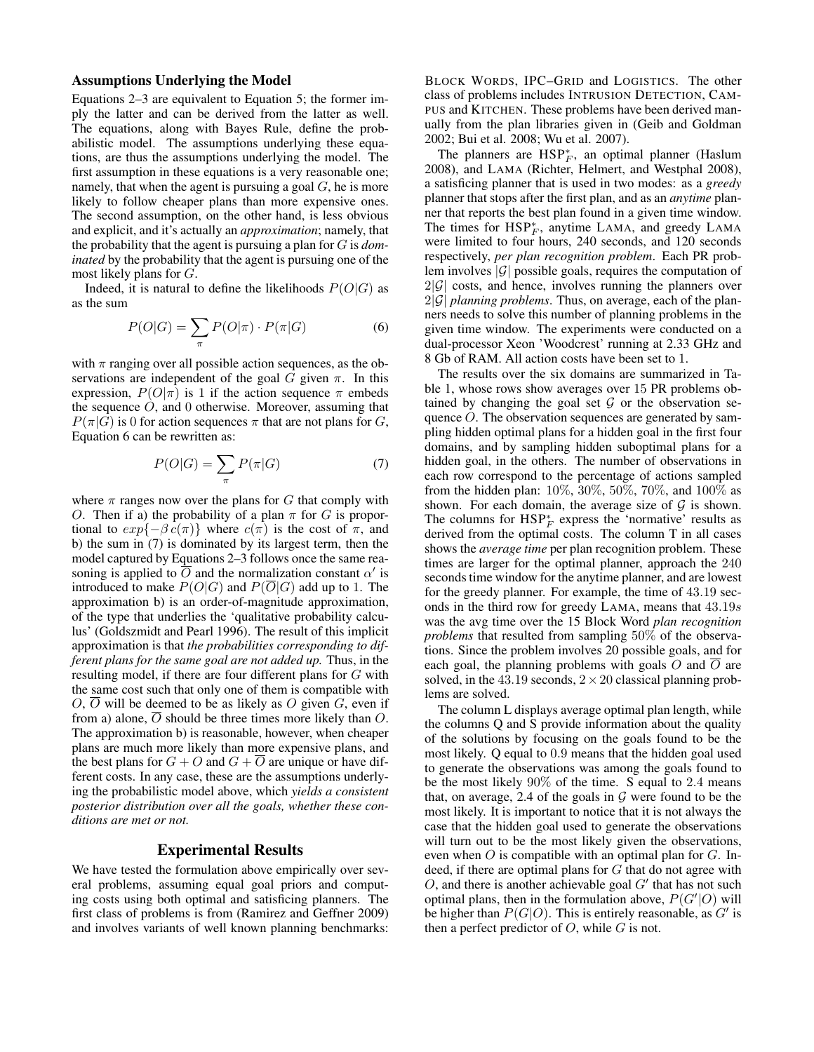### Assumptions Underlying the Model

Equations 2–3 are equivalent to Equation 5; the former imply the latter and can be derived from the latter as well. The equations, along with Bayes Rule, define the probabilistic model. The assumptions underlying these equations, are thus the assumptions underlying the model. The first assumption in these equations is a very reasonable one; namely, that when the agent is pursuing a goal $G$, he is more likely to follow cheaper plans than more expensive ones. The second assumption, on the other hand, is less obvious and explicit, and it's actually an *approximation*; namely, that the probability that the agent is pursuing a plan for $G$ is *dominated* by the probability that the agent is pursuing one of the most likely plans for $G$.

Indeed, it is natural to define the likelihoods $P(O|G)$ as as the sum

$$P(O|G) = \sum_{\pi} P(O|\pi) \cdot P(\pi|G) \tag{6}$$

with $\pi$ ranging over all possible action sequences, as the observations are independent of the goal $G$ given $\pi$. In this expression, $P(O|\pi)$ is 1 if the action sequence $\pi$ embeds the sequence $O$, and 0 otherwise. Moreover, assuming that $P(\pi|G)$ is 0 for action sequences $\pi$ that are not plans for $G$, Equation 6 can be rewritten as:

$$P(O|G) = \sum_{\pi} P(\pi|G) \tag{7}$$

where $\pi$ ranges now over the plans for $G$ that comply with $O$. Then if a) the probability of a plan $\pi$ for $G$ is proportional to $exp\{-\beta\, c(\pi)\}$ where $c(\pi)$ is the cost of $\pi$, and b) the sum in (7) is dominated by its largest term, then the model captured by Equations 2–3 follows once the same reasoning is applied to $\overline{O}$ and the normalization constant $\alpha'$ is introduced to make $P(O|G)$ and $P(\overline{O}|G)$ add up to 1. The approximation b) is an order-of-magnitude approximation, of the type that underlies the 'qualitative probability calculus' (Goldszmidt and Pearl 1996). The result of this implicit approximation is that *the probabilities corresponding to different plans for the same goal are not added up.* Thus, in the resulting model, if there are four different plans for $G$ with the same cost such that only one of them is compatible with $O$, $\overline{O}$ will be deemed to be as likely as $O$ given $G$, even if from a) alone, $\overline{O}$ should be three times more likely than $O$. The approximation b) is reasonable, however, when cheaper plans are much more likely than more expensive plans, and the best plans for $G + O$ and $G + \overline{O}$ are unique or have different costs. In any case, these are the assumptions underlying the probabilistic model above, which *yields a consistent posterior distribution over all the goals, whether these conditions are met or not.*

## Experimental Results

We have tested the formulation above empirically over several problems, assuming equal goal priors and computing costs using both optimal and satisficing planners. The first class of problems is from (Ramirez and Geffner 2009) and involves variants of well known planning benchmarks: BLOCK WORDS, IPC–GRID and LOGISTICS. The other class of problems includes INTRUSION DETECTION, CAMPUS and KITCHEN. These problems have been derived manually from the plan libraries given in (Geib and Goldman 2002; Bui et al. 2008; Wu et al. 2007).

The planners are $\text{HSP}^*_F$, an optimal planner (Haslum 2008), and LAMA (Richter, Helmert, and Westphal 2008), a satisficing planner that is used in two modes: as a *greedy* planner that stops after the first plan, and as an *anytime* planner that reports the best plan found in a given time window. The times for $\text{HSP}^*_F$, anytime LAMA, and greedy LAMA were limited to four hours, 240 seconds, and 120 seconds respectively, *per plan recognition problem*. Each PR problem involves $|\mathcal{G}|$ possible goals, requires the computation of $2|\mathcal{G}|$ costs, and hence, involves running the planners over $2|\mathcal{G}|$ *planning problems*. Thus, on average, each of the planners needs to solve this number of planning problems in the given time window. The experiments were conducted on a dual-processor Xeon 'Woodcrest' running at 2.33 GHz and 8 Gb of RAM. All action costs have been set to 1.

The results over the six domains are summarized in Table 1, whose rows show averages over 15 PR problems obtained by changing the goal set $\mathcal{G}$ or the observation sequence $O$. The observation sequences are generated by sampling hidden optimal plans for a hidden goal in the first four domains, and by sampling hidden suboptimal plans for a hidden goal, in the others. The number of observations in each row correspond to the percentage of actions sampled from the hidden plan: $10\%$, $30\%$, $50\%$, $70\%$, and $100\%$ as shown. For each domain, the average size of $\mathcal{G}$ is shown. The columns for $\text{HSP}^*_F$ express the 'normative' results as derived from the optimal costs. The column T in all cases shows the *average time* per plan recognition problem. These times are larger for the optimal planner, approach the 240 seconds time window for the anytime planner, and are lowest for the greedy planner. For example, the time of $43.19$ seconds in the third row for greedy LAMA, means that $43.19s$ was the avg time over the 15 Block Word *plan recognition problems* that resulted from sampling $50\%$ of the observations. Since the problem involves 20 possible goals, and for each goal, the planning problems with goals $O$ and $\overline{O}$ are solved, in the $43.19$ seconds, $2 \times 20$ classical planning problems are solved.

The column L displays average optimal plan length, while the columns Q and S provide information about the quality of the solutions by focusing on the goals found to be the most likely. Q equal to $0.9$ means that the hidden goal used to generate the observations was among the goals found to be the most likely $90\%$ of the time. S equal to $2.4$ means that, on average, $2.4$ of the goals in $\mathcal{G}$ were found to be the most likely. It is important to notice that it is not always the case that the hidden goal used to generate the observations will turn out to be the most likely given the observations, even when $O$ is compatible with an optimal plan for $G$. Indeed, if there are optimal plans for $G$ that do not agree with $O$, and there is another achievable goal $G'$ that has not such optimal plans, then in the formulation above, $P(G'|O)$ will be higher than $P(G|O)$. This is entirely reasonable, as $G'$ is then a perfect predictor of $O$, while $G$ is not.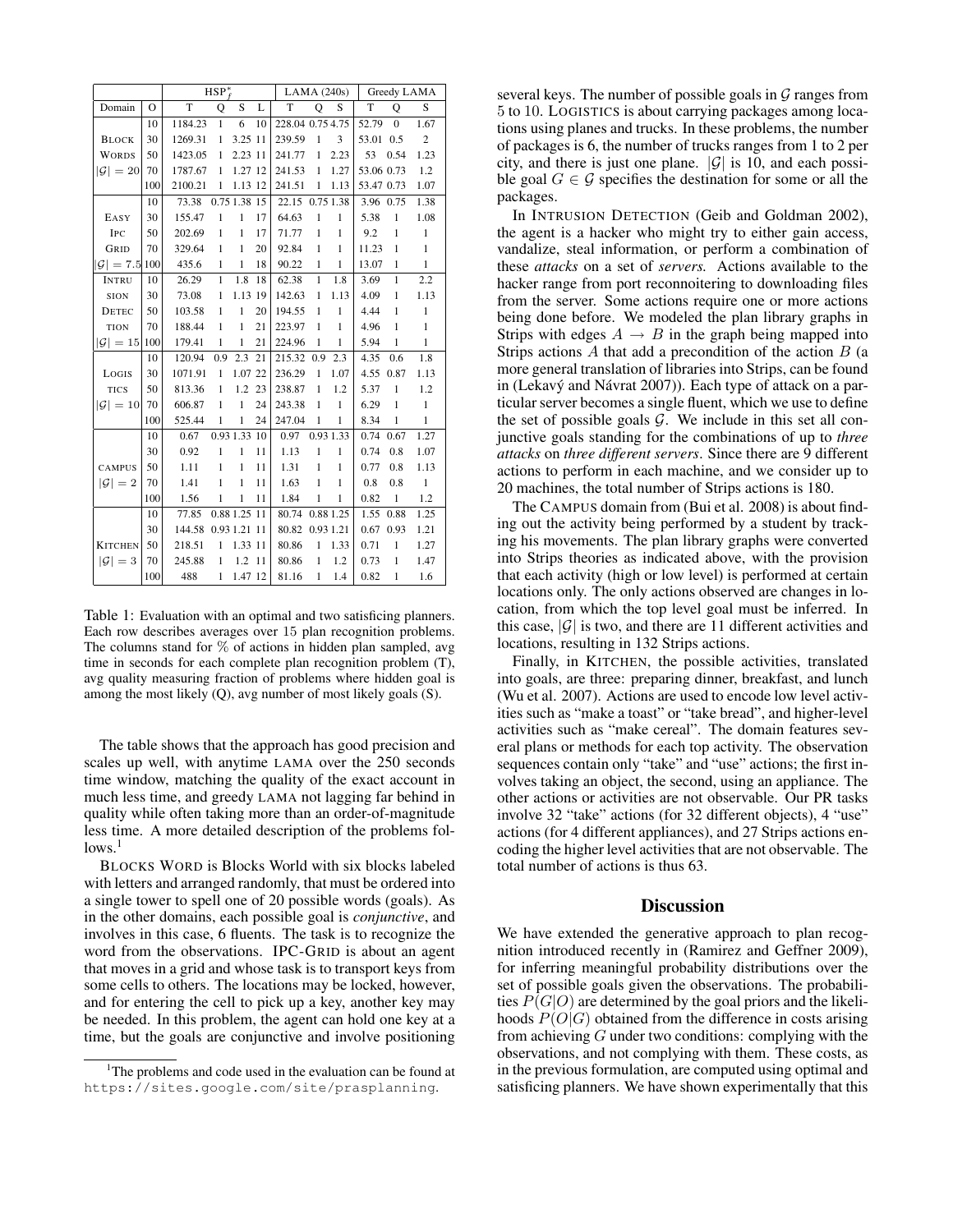| Domain | O | HSP$^*_f$ T | Q | S | L | LAMA (240s) T | Q | S | Greedy LAMA T | Q | S |
|---|---|---|---|---|---|---|---|---|---|---|---|
| Block Words $\lvert\mathcal{G}\rvert = 20$ | 10 | 1184.23 | 1 | 6 | 10 | 228.04 | 0.75 | 4.75 | 52.79 | 0 | 1.67 |
| | 30 | 1269.31 | 1 | 3.25 | 11 | 239.59 | 1 | 3 | 53.01 | 0.5 | 2 |
| | 50 | 1423.05 | 1 | 2.23 | 11 | 241.77 | 1 | 2.23 | 53 | 0.54 | 1.23 |
| | 70 | 1787.67 | 1 | 1.27 | 12 | 241.53 | 1 | 1.27 | 53.06 | 0.73 | 1.2 |
| | 100 | 2100.21 | 1 | 1.13 | 12 | 241.51 | 1 | 1.13 | 53.47 | 0.73 | 1.07 |
| Easy Ipc Grid $\lvert\mathcal{G}\rvert = 7.5$ | 10 | 73.38 | 0.75 | 1.38 | 15 | 22.15 | 0.75 | 1.38 | 3.96 | 0.75 | 1.38 |
| | 30 | 155.47 | 1 | 1 | 17 | 64.63 | 1 | 1 | 5.38 | 1 | 1.08 |
| | 50 | 202.69 | 1 | 1 | 17 | 71.77 | 1 | 1 | 9.2 | 1 | 1 |
| | 70 | 329.64 | 1 | 1 | 20 | 92.84 | 1 | 1 | 11.23 | 1 | 1 |
| | 100 | 435.6 | 1 | 1 | 18 | 90.22 | 1 | 1 | 13.07 | 1 | 1 |
| Intrusion Detection $\lvert\mathcal{G}\rvert = 15$ | 10 | 26.29 | 1 | 1.8 | 18 | 62.38 | 1 | 1.8 | 3.69 | 1 | 2.2 |
| | 30 | 73.08 | 1 | 1.13 | 19 | 142.63 | 1 | 1.13 | 4.09 | 1 | 1.13 |
| | 50 | 103.58 | 1 | 1 | 20 | 194.55 | 1 | 1 | 4.44 | 1 | 1 |
| | 70 | 188.44 | 1 | 1 | 21 | 223.97 | 1 | 1 | 4.96 | 1 | 1 |
| | 100 | 179.41 | 1 | 1 | 21 | 224.96 | 1 | 1 | 5.94 | 1 | 1 |
| Logistics $\lvert\mathcal{G}\rvert = 10$ | 10 | 120.94 | 0.9 | 2.3 | 21 | 215.32 | 0.9 | 2.3 | 4.35 | 0.6 | 1.8 |
| | 30 | 1071.91 | 1 | 1.07 | 22 | 236.29 | 1 | 1.07 | 4.55 | 0.87 | 1.13 |
| | 50 | 813.36 | 1 | 1.2 | 23 | 238.87 | 1 | 1.2 | 5.37 | 1 | 1.2 |
| | 70 | 606.87 | 1 | 1 | 24 | 243.38 | 1 | 1 | 6.29 | 1 | 1 |
| | 100 | 525.44 | 1 | 1 | 24 | 247.04 | 1 | 1 | 8.34 | 1 | 1 |
| Campus $\lvert\mathcal{G}\rvert = 2$ | 10 | 0.67 | 0.93 | 1.33 | 10 | 0.97 | 0.93 | 1.33 | 0.74 | 0.67 | 1.27 |
| | 30 | 0.92 | 1 | 1 | 11 | 1.13 | 1 | 1 | 0.74 | 0.8 | 1.07 |
| | 50 | 1.11 | 1 | 1 | 11 | 1.31 | 1 | 1 | 0.77 | 0.8 | 1.13 |
| | 70 | 1.41 | 1 | 1 | 11 | 1.63 | 1 | 1 | 0.8 | 0.8 | 1 |
| | 100 | 1.56 | 1 | 1 | 11 | 1.84 | 1 | 1 | 0.82 | 1 | 1.2 |
| Kitchen $\lvert\mathcal{G}\rvert = 3$ | 10 | 77.85 | 0.88 | 1.25 | 11 | 80.74 | 0.88 | 1.25 | 1.55 | 0.88 | 1.25 |
| | 30 | 144.58 | 0.93 | 1.21 | 11 | 80.82 | 0.93 | 1.21 | 0.67 | 0.93 | 1.21 |
| | 50 | 218.51 | 1 | 1.33 | 11 | 80.86 | 1 | 1.33 | 0.71 | 1 | 1.27 |
| | 70 | 245.88 | 1 | 1.2 | 11 | 80.86 | 1 | 1.2 | 0.73 | 1 | 1.47 |
| | 100 | 488 | 1 | 1.47 | 12 | 81.16 | 1 | 1.4 | 0.82 | 1 | 1.6 |

Table 1: Evaluation with an optimal and two satisficing planners. Each row describes averages over 15 plan recognition problems. The columns stand for % of actions in hidden plan sampled, avg time in seconds for each complete plan recognition problem (T), avg quality measuring fraction of problems where hidden goal is among the most likely (Q), avg number of most likely goals (S).

The table shows that the approach has good precision and scales up well, with anytime LAMA over the 250 seconds time window, matching the quality of the exact account in much less time, and greedy LAMA not lagging far behind in quality while often taking more than an order-of-magnitude less time. A more detailed description of the problems follows.[1]

BLOCKS WORD is Blocks World with six blocks labeled with letters and arranged randomly, that must be ordered into a single tower to spell one of 20 possible words (goals). As in the other domains, each possible goal is *conjunctive*, and involves in this case, 6 fluents. The task is to recognize the word from the observations. IPC-GRID is about an agent that moves in a grid and whose task is to transport keys from some cells to others. The locations may be locked, however, and for entering the cell to pick up a key, another key may be needed. In this problem, the agent can hold one key at a time, but the goals are conjunctive and involve positioning several keys. The number of possible goals in $\mathcal{G}$ ranges from 5 to 10. LOGISTICS is about carrying packages among locations using planes and trucks. In these problems, the number of packages is 6, the number of trucks ranges from 1 to 2 per city, and there is just one plane. $|\mathcal{G}|$ is 10, and each possible goal $G \in \mathcal{G}$ specifies the destination for some or all the packages.

In INTRUSION DETECTION (Geib and Goldman 2002), the agent is a hacker who might try to either gain access, vandalize, steal information, or perform a combination of these *attacks* on a set of *servers.* Actions available to the hacker range from port reconnoitering to downloading files from the server. Some actions require one or more actions being done before. We modeled the plan library graphs in Strips with edges $A \rightarrow B$ in the graph being mapped into Strips actions $A$ that add a precondition of the action $B$ (a more general translation of libraries into Strips, can be found in (Lekavý and Návrat 2007)). Each type of attack on a particular server becomes a single fluent, which we use to define the set of possible goals $\mathcal{G}$. We include in this set all conjunctive goals standing for the combinations of up to *three attacks* on *three different servers*. Since there are 9 different actions to perform in each machine, and we consider up to 20 machines, the total number of Strips actions is 180.

The CAMPUS domain from (Bui et al. 2008) is about finding out the activity being performed by a student by tracking his movements. The plan library graphs were converted into Strips theories as indicated above, with the provision that each activity (high or low level) is performed at certain locations only. The only actions observed are changes in location, from which the top level goal must be inferred. In this case, $|\mathcal{G}|$ is two, and there are 11 different activities and locations, resulting in 132 Strips actions.

Finally, in KITCHEN, the possible activities, translated into goals, are three: preparing dinner, breakfast, and lunch (Wu et al. 2007). Actions are used to encode low level activities such as "make a toast" or "take bread", and higher-level activities such as "make cereal". The domain features several plans or methods for each top activity. The observation sequences contain only "take" and "use" actions; the first involves taking an object, the second, using an appliance. The other actions or activities are not observable. Our PR tasks involve 32 "take" actions (for 32 different objects), 4 "use" actions (for 4 different appliances), and 27 Strips actions encoding the higher level activities that are not observable. The total number of actions is thus 63.

## Discussion

We have extended the generative approach to plan recognition introduced recently in (Ramirez and Geffner 2009), for inferring meaningful probability distributions over the set of possible goals given the observations. The probabilities $P(G|O)$ are determined by the goal priors and the likelihoods $P(O|G)$ obtained from the difference in costs arising from achieving $G$ under two conditions: complying with the observations, and not complying with them. These costs, as in the previous formulation, are computed using optimal and satisficing planners. We have shown experimentally that this

[1]The problems and code used in the evaluation can be found at `https://sites.google.com/site/prasplanning`.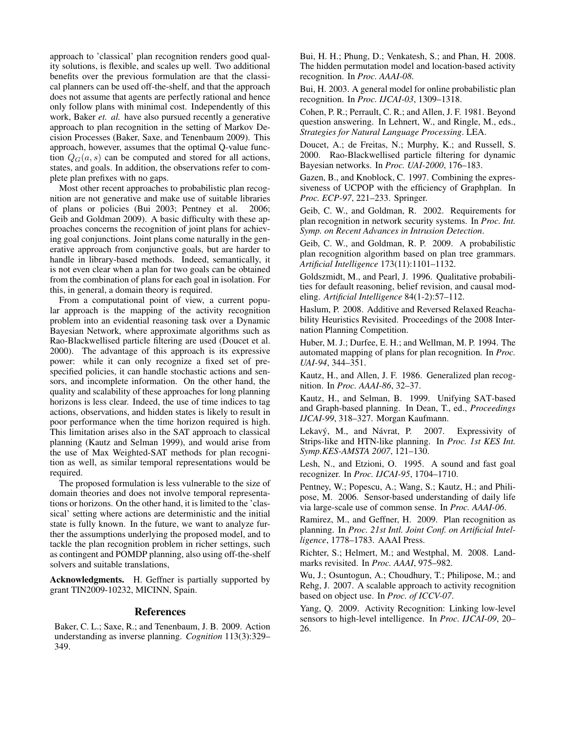approach to 'classical' plan recognition renders good quality solutions, is flexible, and scales up well. Two additional benefits over the previous formulation are that the classical planners can be used off-the-shelf, and that the approach does not assume that agents are perfectly rational and hence only follow plans with minimal cost. Independently of this work, Baker *et. al.* have also pursued recently a generative approach to plan recognition in the setting of Markov Decision Processes (Baker, Saxe, and Tenenbaum 2009). This approach, however, assumes that the optimal Q-value function $Q_G(a, s)$ can be computed and stored for all actions, states, and goals. In addition, the observations refer to complete plan prefixes with no gaps.

Most other recent approaches to probabilistic plan recognition are not generative and make use of suitable libraries of plans or policies (Bui 2003; Pentney et al. 2006; Geib and Goldman 2009). A basic difficulty with these approaches concerns the recognition of joint plans for achieving goal conjunctions. Joint plans come naturally in the generative approach from conjunctive goals, but are harder to handle in library-based methods. Indeed, semantically, it is not even clear when a plan for two goals can be obtained from the combination of plans for each goal in isolation. For this, in general, a domain theory is required.

From a computational point of view, a current popular approach is the mapping of the activity recognition problem into an evidential reasoning task over a Dynamic Bayesian Network, where approximate algorithms such as Rao-Blackwellised particle filtering are used (Doucet et al. 2000). The advantage of this approach is its expressive power: while it can only recognize a fixed set of prespecified policies, it can handle stochastic actions and sensors, and incomplete information. On the other hand, the quality and scalability of these approaches for long planning horizons is less clear. Indeed, the use of time indices to tag actions, observations, and hidden states is likely to result in poor performance when the time horizon required is high. This limitation arises also in the SAT approach to classical planning (Kautz and Selman 1999), and would arise from the use of Max Weighted-SAT methods for plan recognition as well, as similar temporal representations would be required.

The proposed formulation is less vulnerable to the size of domain theories and does not involve temporal representations or horizons. On the other hand, it is limited to the 'classical' setting where actions are deterministic and the initial state is fully known. In the future, we want to analyze further the assumptions underlying the proposed model, and to tackle the plan recognition problem in richer settings, such as contingent and POMDP planning, also using off-the-shelf solvers and suitable translations,

**Acknowledgments.** H. Geffner is partially supported by grant TIN2009-10232, MICINN, Spain.

## References

Baker, C. L.; Saxe, R.; and Tenenbaum, J. B. 2009. Action understanding as inverse planning. *Cognition* 113(3):329–349.

Bui, H. H.; Phung, D.; Venkatesh, S.; and Phan, H. 2008. The hidden permutation model and location-based activity recognition. In *Proc. AAAI-08*.

Bui, H. 2003. A general model for online probabilistic plan recognition. In *Proc. IJCAI-03*, 1309–1318.

Cohen, P. R.; Perrault, C. R.; and Allen, J. F. 1981. Beyond question answering. In Lehnert, W., and Ringle, M., eds., *Strategies for Natural Language Processing*. LEA.

Doucet, A.; de Freitas, N.; Murphy, K.; and Russell, S. 2000. Rao-Blackwellised particle filtering for dynamic Bayesian networks. In *Proc. UAI-2000*, 176–183.

Gazen, B., and Knoblock, C. 1997. Combining the expressiveness of UCPOP with the efficiency of Graphplan. In *Proc. ECP-97*, 221–233. Springer.

Geib, C. W., and Goldman, R. 2002. Requirements for plan recognition in network security systems. In *Proc. Int. Symp. on Recent Advances in Intrusion Detection*.

Geib, C. W., and Goldman, R. P. 2009. A probabilistic plan recognition algorithm based on plan tree grammars. *Artificial Intelligence* 173(11):1101–1132.

Goldszmidt, M., and Pearl, J. 1996. Qualitative probabilities for default reasoning, belief revision, and causal modeling. *Artificial Intelligence* 84(1-2):57–112.

Haslum, P. 2008. Additive and Reversed Relaxed Reachability Heuristics Revisited. Proceedings of the 2008 Internation Planning Competition.

Huber, M. J.; Durfee, E. H.; and Wellman, M. P. 1994. The automated mapping of plans for plan recognition. In *Proc. UAI-94*, 344–351.

Kautz, H., and Allen, J. F. 1986. Generalized plan recognition. In *Proc. AAAI-86*, 32–37.

Kautz, H., and Selman, B. 1999. Unifying SAT-based and Graph-based planning. In Dean, T., ed., *Proceedings IJCAI-99*, 318–327. Morgan Kaufmann.

Lekavý, M., and Návrat, P. 2007. Expressivity of Strips-like and HTN-like planning. In *Proc. 1st KES Int. Symp.KES-AMSTA 2007*, 121–130.

Lesh, N., and Etzioni, O. 1995. A sound and fast goal recognizer. In *Proc. IJCAI-95*, 1704–1710.

Pentney, W.; Popescu, A.; Wang, S.; Kautz, H.; and Philipose, M. 2006. Sensor-based understanding of daily life via large-scale use of common sense. In *Proc. AAAI-06*.

Ramirez, M., and Geffner, H. 2009. Plan recognition as planning. In *Proc. 21st Intl. Joint Conf. on Artificial Intelligence*, 1778–1783. AAAI Press.

Richter, S.; Helmert, M.; and Westphal, M. 2008. Landmarks revisited. In *Proc. AAAI*, 975–982.

Wu, J.; Osuntogun, A.; Choudhury, T.; Philipose, M.; and Rehg, J. 2007. A scalable approach to activity recognition based on object use. In *Proc. of ICCV-07*.

Yang, Q. 2009. Activity Recognition: Linking low-level sensors to high-level intelligence. In *Proc. IJCAI-09*, 20–26.